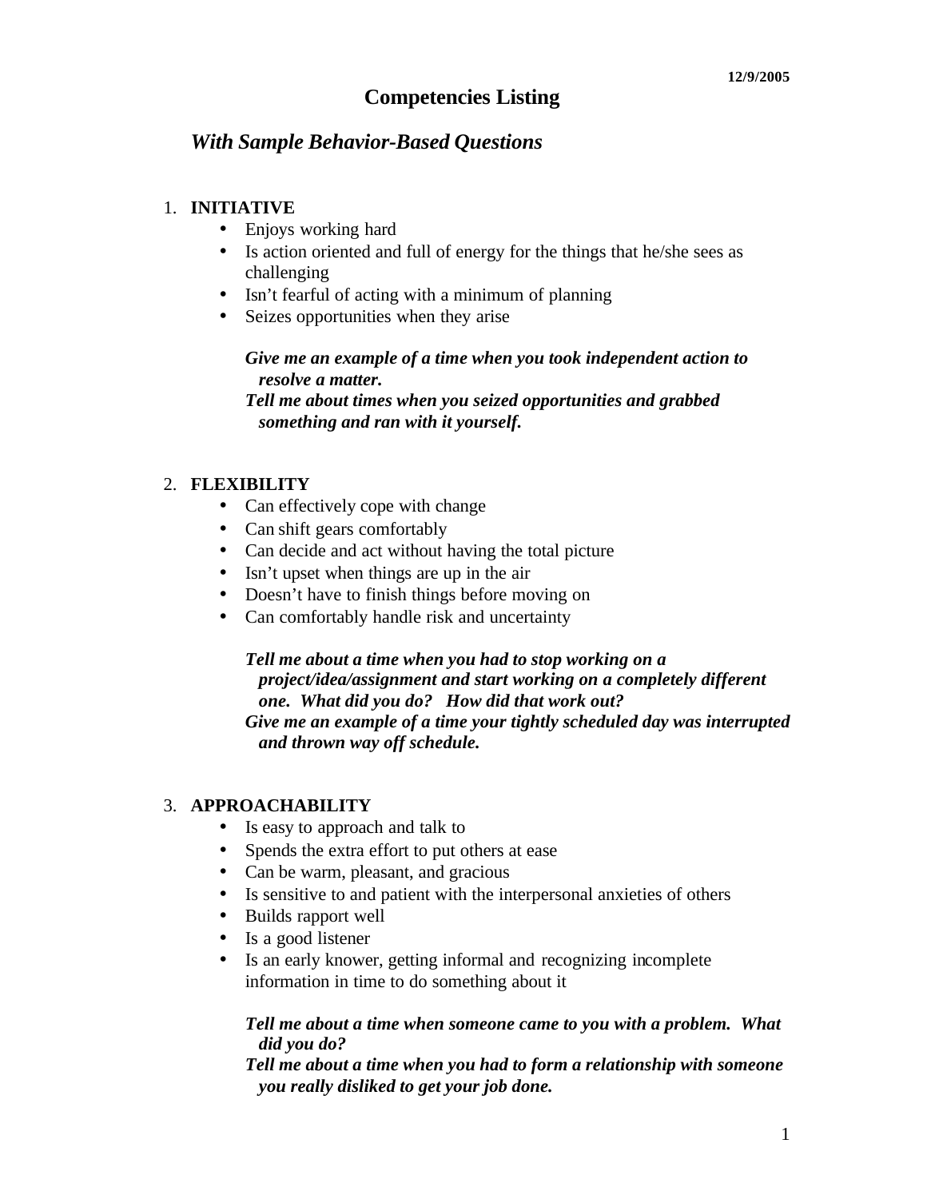12/9/2005

# Competencies Listing

## *With Sample Behavior-Based Questions*

1. **INITIATIVE**
   - Enjoys working hard
   - Is action oriented and full of energy for the things that he/she sees as challenging
   - Isn't fearful of acting with a minimum of planning
   - Seizes opportunities when they arise

   ***Give me an example of a time when you took independent action to resolve a matter.***
   ***Tell me about times when you seized opportunities and grabbed something and ran with it yourself.***

2. **FLEXIBILITY**
   - Can effectively cope with change
   - Can shift gears comfortably
   - Can decide and act without having the total picture
   - Isn't upset when things are up in the air
   - Doesn't have to finish things before moving on
   - Can comfortably handle risk and uncertainty

   ***Tell me about a time when you had to stop working on a project/idea/assignment and start working on a completely different one. What did you do? How did that work out?***
   ***Give me an example of a time your tightly scheduled day was interrupted and thrown way off schedule.***

3. **APPROACHABILITY**
   - Is easy to approach and talk to
   - Spends the extra effort to put others at ease
   - Can be warm, pleasant, and gracious
   - Is sensitive to and patient with the interpersonal anxieties of others
   - Builds rapport well
   - Is a good listener
   - Is an early knower, getting informal and recognizing incomplete information in time to do something about it

   ***Tell me about a time when someone came to you with a problem. What did you do?***
   ***Tell me about a time when you had to form a relationship with someone you really disliked to get your job done.***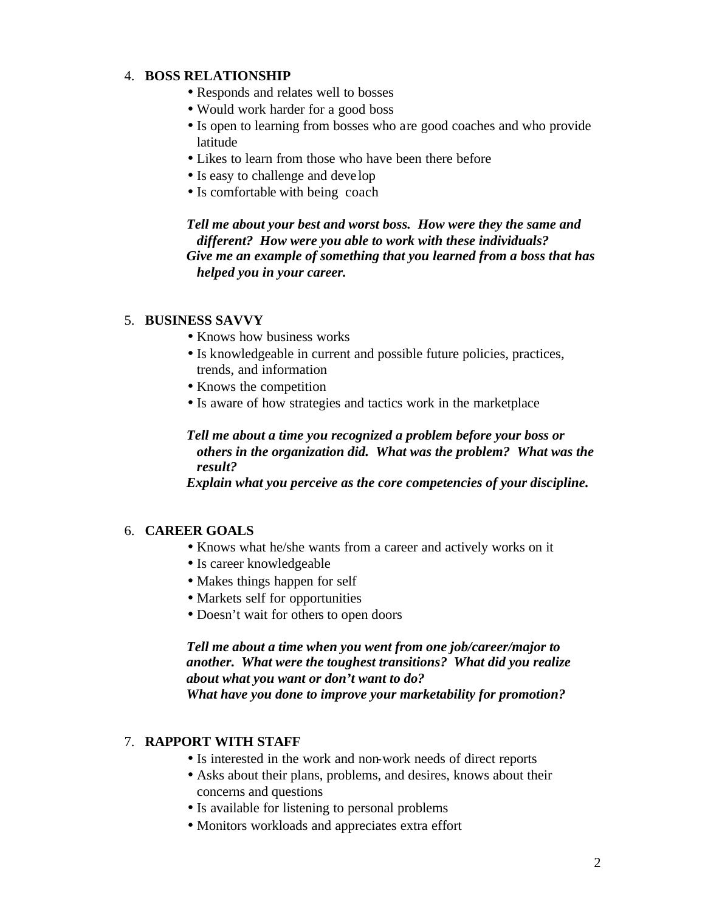4. **BOSS RELATIONSHIP**
   - Responds and relates well to bosses
   - Would work harder for a good boss
   - Is open to learning from bosses who are good coaches and who provide latitude
   - Likes to learn from those who have been there before
   - Is easy to challenge and develop
   - Is comfortable with being coach

   ***Tell me about your best and worst boss. How were they the same and different? How were you able to work with these individuals?***
   ***Give me an example of something that you learned from a boss that has helped you in your career.***

5. **BUSINESS SAVVY**
   - Knows how business works
   - Is knowledgeable in current and possible future policies, practices, trends, and information
   - Knows the competition
   - Is aware of how strategies and tactics work in the marketplace

   ***Tell me about a time you recognized a problem before your boss or others in the organization did. What was the problem? What was the result?***
   ***Explain what you perceive as the core competencies of your discipline.***

6. **CAREER GOALS**
   - Knows what he/she wants from a career and actively works on it
   - Is career knowledgeable
   - Makes things happen for self
   - Markets self for opportunities
   - Doesn't wait for others to open doors

   ***Tell me about a time when you went from one job/career/major to another. What were the toughest transitions? What did you realize about what you want or don't want to do?***
   ***What have you done to improve your marketability for promotion?***

7. **RAPPORT WITH STAFF**
   - Is interested in the work and non-work needs of direct reports
   - Asks about their plans, problems, and desires, knows about their concerns and questions
   - Is available for listening to personal problems
   - Monitors workloads and appreciates extra effort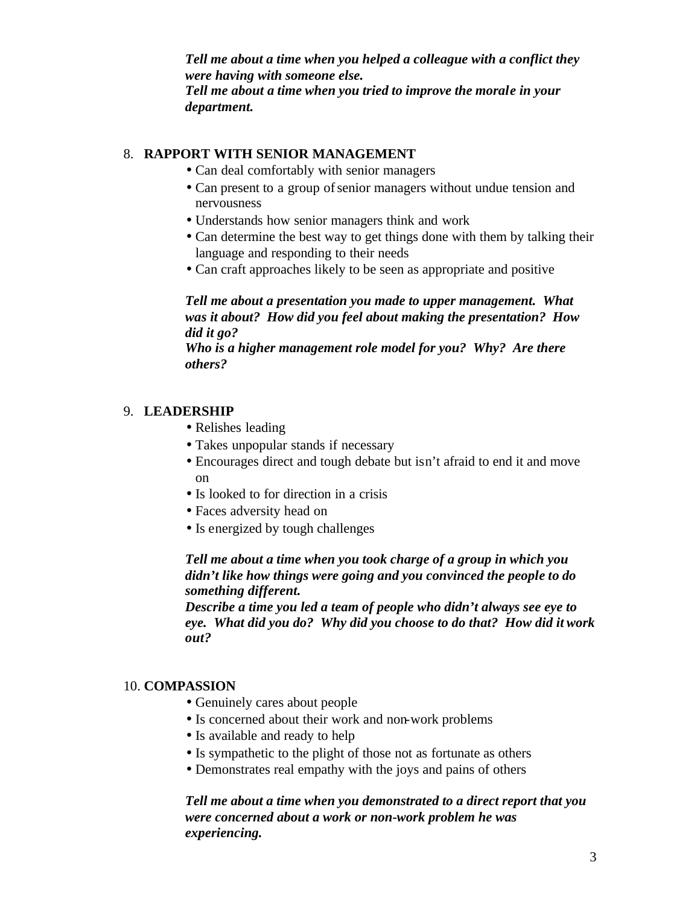***Tell me about a time when you helped a colleague with a conflict they were having with someone else.***
***Tell me about a time when you tried to improve the morale in your department.***

8. **RAPPORT WITH SENIOR MANAGEMENT**
   - Can deal comfortably with senior managers
   - Can present to a group of senior managers without undue tension and nervousness
   - Understands how senior managers think and work
   - Can determine the best way to get things done with them by talking their language and responding to their needs
   - Can craft approaches likely to be seen as appropriate and positive

   ***Tell me about a presentation you made to upper management. What was it about? How did you feel about making the presentation? How did it go?***
   ***Who is a higher management role model for you? Why? Are there others?***

9. **LEADERSHIP**
   - Relishes leading
   - Takes unpopular stands if necessary
   - Encourages direct and tough debate but isn't afraid to end it and move on
   - Is looked to for direction in a crisis
   - Faces adversity head on
   - Is energized by tough challenges

   ***Tell me about a time when you took charge of a group in which you didn't like how things were going and you convinced the people to do something different.***
   ***Describe a time you led a team of people who didn't always see eye to eye. What did you do? Why did you choose to do that? How did it work out?***

10. **COMPASSION**
    - Genuinely cares about people
    - Is concerned about their work and non-work problems
    - Is available and ready to help
    - Is sympathetic to the plight of those not as fortunate as others
    - Demonstrates real empathy with the joys and pains of others

    ***Tell me about a time when you demonstrated to a direct report that you were concerned about a work or non-work problem he was experiencing.***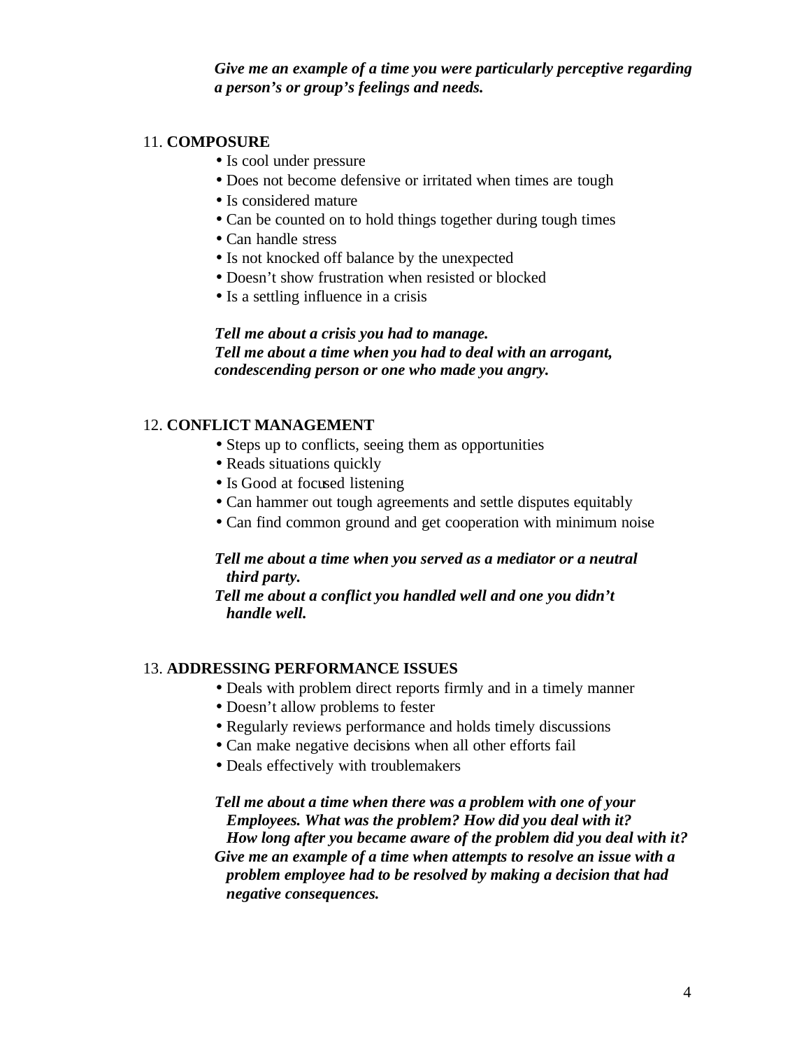***Give me an example of a time you were particularly perceptive regarding a person's or group's feelings and needs.***

11. **COMPOSURE**

- Is cool under pressure
- Does not become defensive or irritated when times are tough
- Is considered mature
- Can be counted on to hold things together during tough times
- Can handle stress
- Is not knocked off balance by the unexpected
- Doesn't show frustration when resisted or blocked
- Is a settling influence in a crisis

***Tell me about a crisis you had to manage.***
***Tell me about a time when you had to deal with an arrogant, condescending person or one who made you angry.***

12. **CONFLICT MANAGEMENT**

- Steps up to conflicts, seeing them as opportunities
- Reads situations quickly
- Is Good at focused listening
- Can hammer out tough agreements and settle disputes equitably
- Can find common ground and get cooperation with minimum noise

***Tell me about a time when you served as a mediator or a neutral third party.***
***Tell me about a conflict you handled well and one you didn't handle well.***

13. **ADDRESSING PERFORMANCE ISSUES**

- Deals with problem direct reports firmly and in a timely manner
- Doesn't allow problems to fester
- Regularly reviews performance and holds timely discussions
- Can make negative decisions when all other efforts fail
- Deals effectively with troublemakers

***Tell me about a time when there was a problem with one of your Employees. What was the problem? How did you deal with it? How long after you became aware of the problem did you deal with it?***
***Give me an example of a time when attempts to resolve an issue with a problem employee had to be resolved by making a decision that had negative consequences.***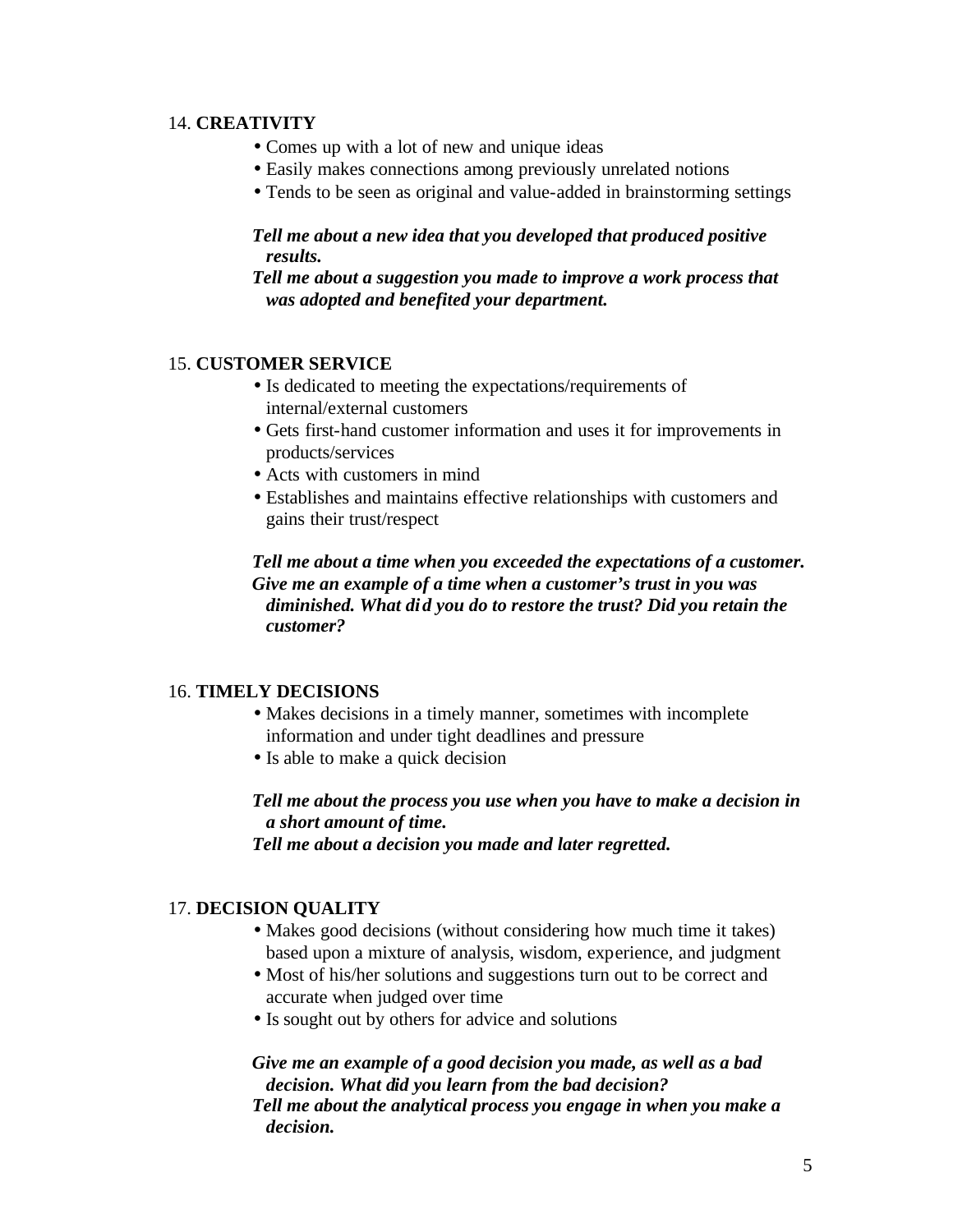14. **CREATIVITY**

- Comes up with a lot of new and unique ideas
- Easily makes connections among previously unrelated notions
- Tends to be seen as original and value-added in brainstorming settings

***Tell me about a new idea that you developed that produced positive results.***
***Tell me about a suggestion you made to improve a work process that was adopted and benefited your department.***

15. **CUSTOMER SERVICE**

- Is dedicated to meeting the expectations/requirements of internal/external customers
- Gets first-hand customer information and uses it for improvements in products/services
- Acts with customers in mind
- Establishes and maintains effective relationships with customers and gains their trust/respect

***Tell me about a time when you exceeded the expectations of a customer.***
***Give me an example of a time when a customer's trust in you was diminished. What did you do to restore the trust? Did you retain the customer?***

16. **TIMELY DECISIONS**

- Makes decisions in a timely manner, sometimes with incomplete information and under tight deadlines and pressure
- Is able to make a quick decision

***Tell me about the process you use when you have to make a decision in a short amount of time.***
***Tell me about a decision you made and later regretted.***

17. **DECISION QUALITY**

- Makes good decisions (without considering how much time it takes) based upon a mixture of analysis, wisdom, experience, and judgment
- Most of his/her solutions and suggestions turn out to be correct and accurate when judged over time
- Is sought out by others for advice and solutions

***Give me an example of a good decision you made, as well as a bad decision. What did you learn from the bad decision?***
***Tell me about the analytical process you engage in when you make a decision.***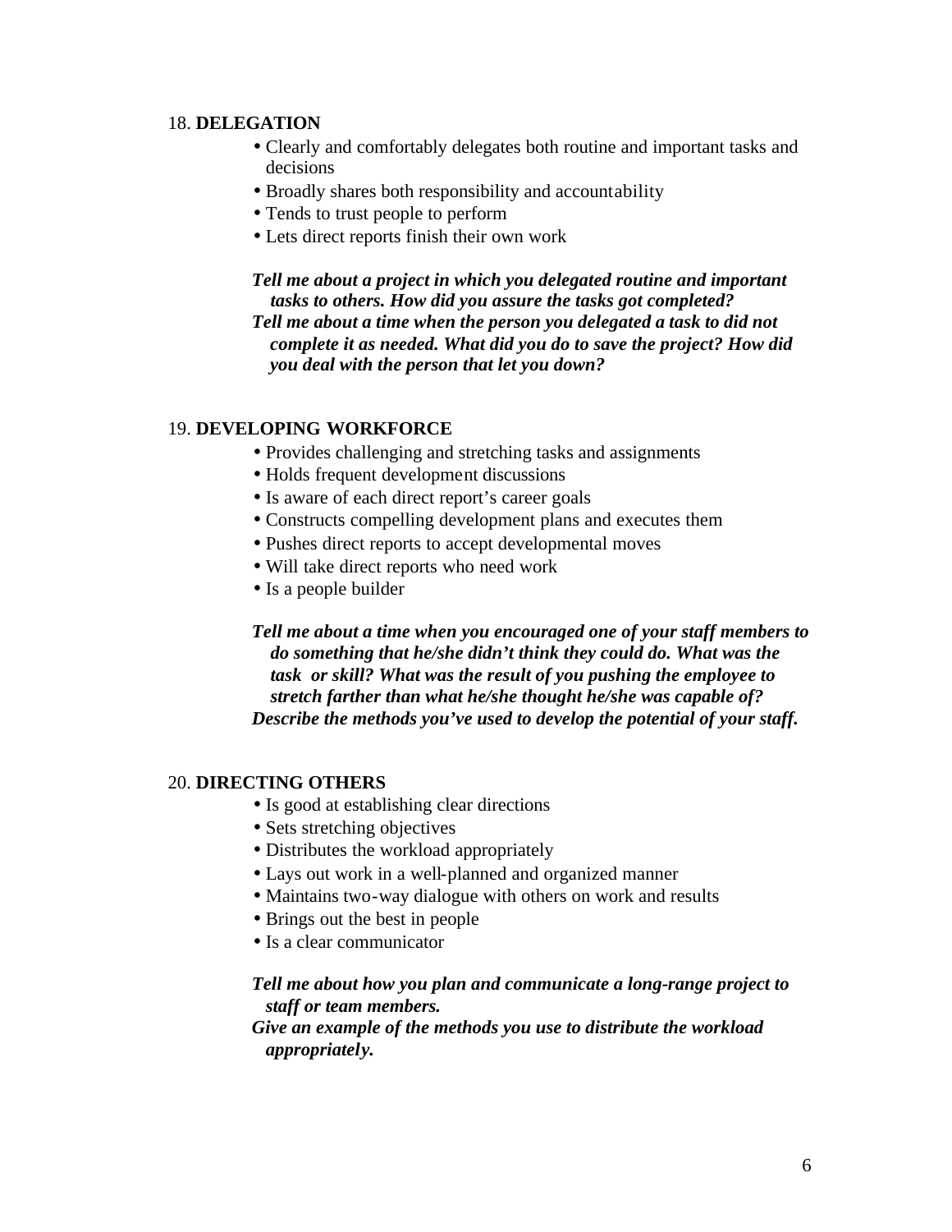18. **DELEGATION**

- Clearly and comfortably delegates both routine and important tasks and decisions
- Broadly shares both responsibility and accountability
- Tends to trust people to perform
- Lets direct reports finish their own work

***Tell me about a project in which you delegated routine and important tasks to others. How did you assure the tasks got completed?***
***Tell me about a time when the person you delegated a task to did not complete it as needed. What did you do to save the project? How did you deal with the person that let you down?***

19. **DEVELOPING WORKFORCE**

- Provides challenging and stretching tasks and assignments
- Holds frequent development discussions
- Is aware of each direct report's career goals
- Constructs compelling development plans and executes them
- Pushes direct reports to accept developmental moves
- Will take direct reports who need work
- Is a people builder

***Tell me about a time when you encouraged one of your staff members to do something that he/she didn't think they could do. What was the task or skill? What was the result of you pushing the employee to stretch farther than what he/she thought he/she was capable of?***
***Describe the methods you've used to develop the potential of your staff.***

20. **DIRECTING OTHERS**

- Is good at establishing clear directions
- Sets stretching objectives
- Distributes the workload appropriately
- Lays out work in a well-planned and organized manner
- Maintains two-way dialogue with others on work and results
- Brings out the best in people
- Is a clear communicator

***Tell me about how you plan and communicate a long-range project to staff or team members.***
***Give an example of the methods you use to distribute the workload appropriately.***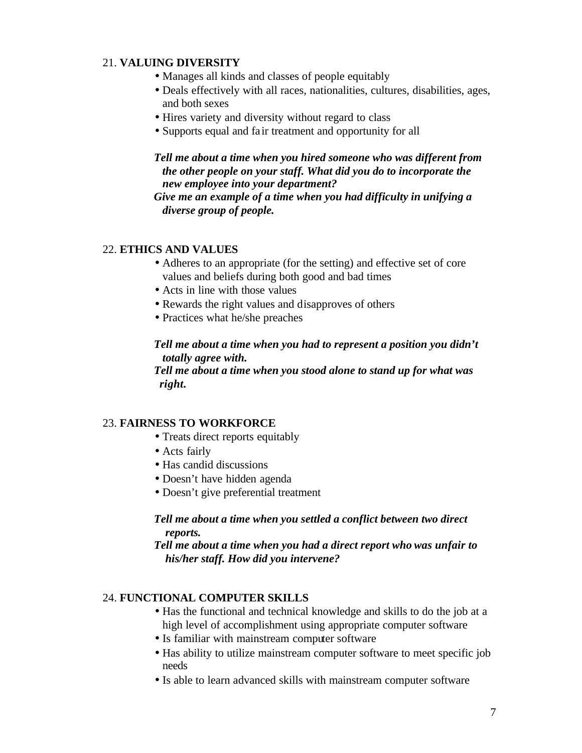21. **VALUING DIVERSITY**

- Manages all kinds and classes of people equitably
- Deals effectively with all races, nationalities, cultures, disabilities, ages, and both sexes
- Hires variety and diversity without regard to class
- Supports equal and fair treatment and opportunity for all

***Tell me about a time when you hired someone who was different from the other people on your staff. What did you do to incorporate the new employee into your department?***
***Give me an example of a time when you had difficulty in unifying a diverse group of people.***

22. **ETHICS AND VALUES**

- Adheres to an appropriate (for the setting) and effective set of core values and beliefs during both good and bad times
- Acts in line with those values
- Rewards the right values and disapproves of others
- Practices what he/she preaches

***Tell me about a time when you had to represent a position you didn't totally agree with.***
***Tell me about a time when you stood alone to stand up for what was right.***

23. **FAIRNESS TO WORKFORCE**

- Treats direct reports equitably
- Acts fairly
- Has candid discussions
- Doesn't have hidden agenda
- Doesn't give preferential treatment

***Tell me about a time when you settled a conflict between two direct reports.***
***Tell me about a time when you had a direct report who was unfair to his/her staff. How did you intervene?***

24. **FUNCTIONAL COMPUTER SKILLS**

- Has the functional and technical knowledge and skills to do the job at a high level of accomplishment using appropriate computer software
- Is familiar with mainstream computer software
- Has ability to utilize mainstream computer software to meet specific job needs
- Is able to learn advanced skills with mainstream computer software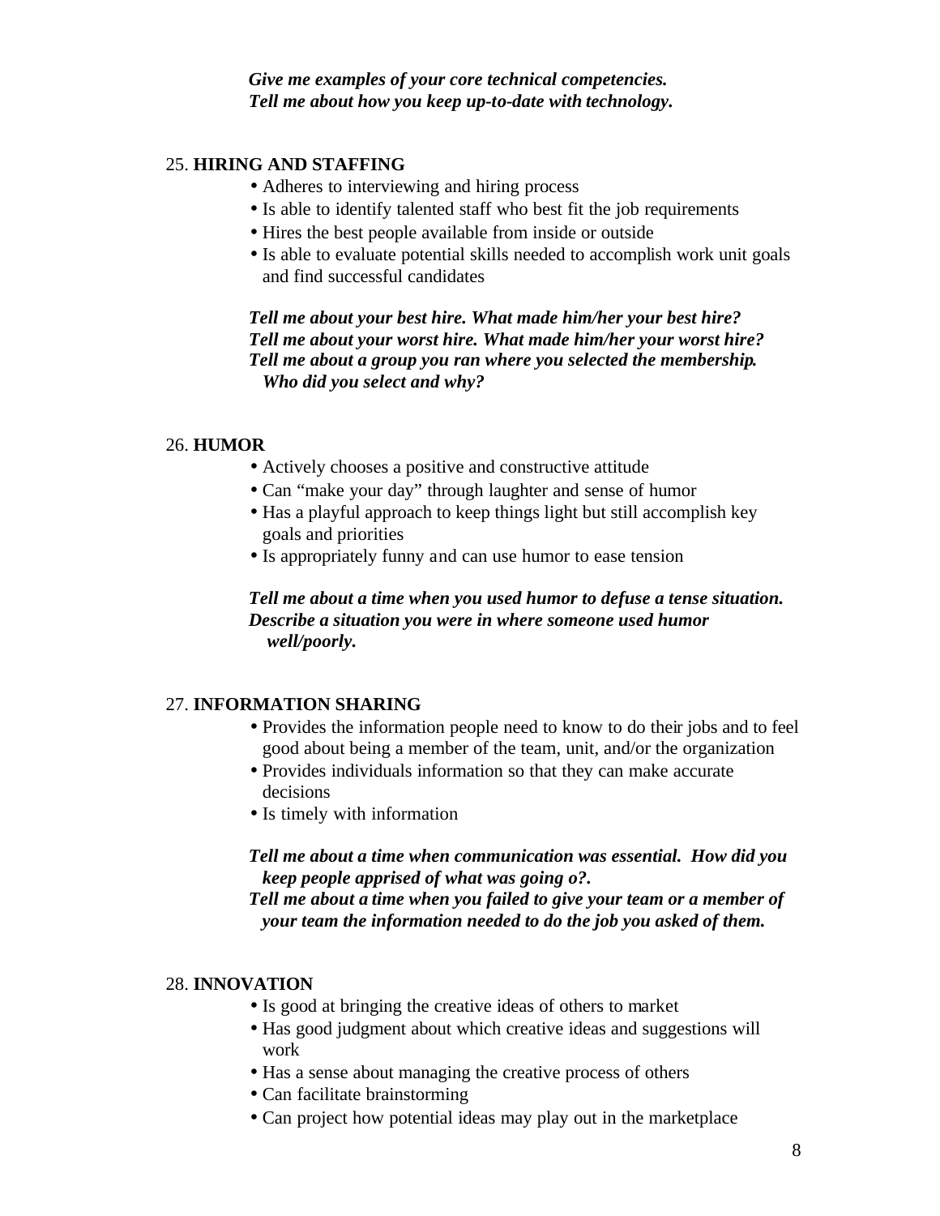***Give me examples of your core technical competencies.***
***Tell me about how you keep up-to-date with technology.***

25. **HIRING AND STAFFING**

- Adheres to interviewing and hiring process
- Is able to identify talented staff who best fit the job requirements
- Hires the best people available from inside or outside
- Is able to evaluate potential skills needed to accomplish work unit goals and find successful candidates

***Tell me about your best hire. What made him/her your best hire?***
***Tell me about your worst hire. What made him/her your worst hire?***
***Tell me about a group you ran where you selected the membership. Who did you select and why?***

26. **HUMOR**

- Actively chooses a positive and constructive attitude
- Can "make your day" through laughter and sense of humor
- Has a playful approach to keep things light but still accomplish key goals and priorities
- Is appropriately funny and can use humor to ease tension

***Tell me about a time when you used humor to defuse a tense situation.***
***Describe a situation you were in where someone used humor well/poorly.***

27. **INFORMATION SHARING**

- Provides the information people need to know to do their jobs and to feel good about being a member of the team, unit, and/or the organization
- Provides individuals information so that they can make accurate decisions
- Is timely with information

***Tell me about a time when communication was essential. How did you keep people apprised of what was going o?.***
***Tell me about a time when you failed to give your team or a member of your team the information needed to do the job you asked of them.***

28. **INNOVATION**

- Is good at bringing the creative ideas of others to market
- Has good judgment about which creative ideas and suggestions will work
- Has a sense about managing the creative process of others
- Can facilitate brainstorming
- Can project how potential ideas may play out in the marketplace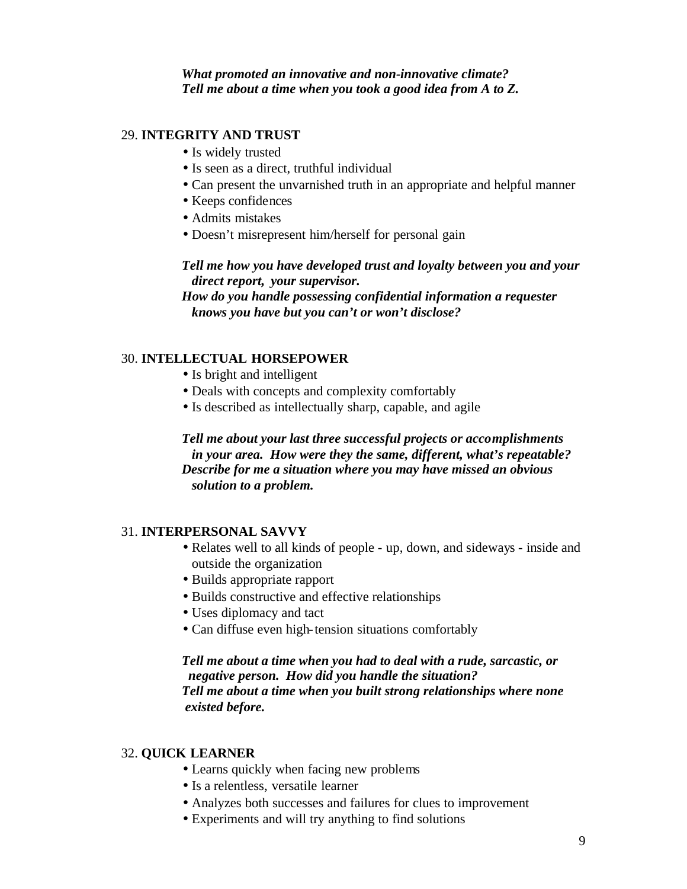*What promoted an innovative and non-innovative climate?*
*Tell me about a time when you took a good idea from A to Z.*

29. **INTEGRITY AND TRUST**

- Is widely trusted
- Is seen as a direct, truthful individual
- Can present the unvarnished truth in an appropriate and helpful manner
- Keeps confidences
- Admits mistakes
- Doesn't misrepresent him/herself for personal gain

*Tell me how you have developed trust and loyalty between you and your direct report, your supervisor.*
*How do you handle possessing confidential information a requester knows you have but you can't or won't disclose?*

30. **INTELLECTUAL HORSEPOWER**

- Is bright and intelligent
- Deals with concepts and complexity comfortably
- Is described as intellectually sharp, capable, and agile

*Tell me about your last three successful projects or accomplishments in your area. How were they the same, different, what's repeatable?*
*Describe for me a situation where you may have missed an obvious solution to a problem.*

31. **INTERPERSONAL SAVVY**

- Relates well to all kinds of people - up, down, and sideways - inside and outside the organization
- Builds appropriate rapport
- Builds constructive and effective relationships
- Uses diplomacy and tact
- Can diffuse even high-tension situations comfortably

*Tell me about a time when you had to deal with a rude, sarcastic, or negative person. How did you handle the situation?*
*Tell me about a time when you built strong relationships where none existed before.*

32. **QUICK LEARNER**

- Learns quickly when facing new problems
- Is a relentless, versatile learner
- Analyzes both successes and failures for clues to improvement
- Experiments and will try anything to find solutions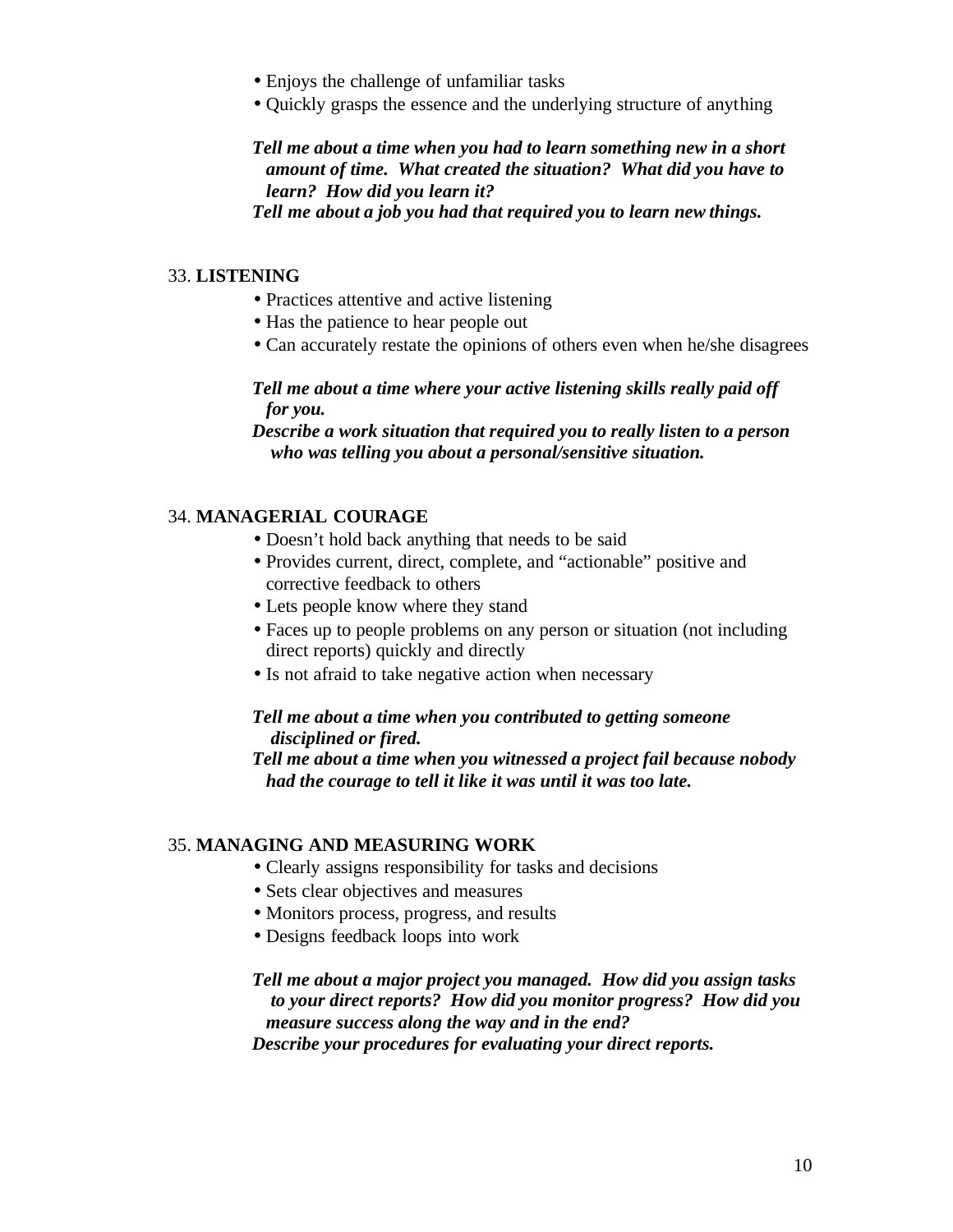- Enjoys the challenge of unfamiliar tasks
- Quickly grasps the essence and the underlying structure of anything

***Tell me about a time when you had to learn something new in a short amount of time. What created the situation? What did you have to learn? How did you learn it?***
***Tell me about a job you had that required you to learn new things.***

33. **LISTENING**

- Practices attentive and active listening
- Has the patience to hear people out
- Can accurately restate the opinions of others even when he/she disagrees

***Tell me about a time where your active listening skills really paid off for you.***
***Describe a work situation that required you to really listen to a person who was telling you about a personal/sensitive situation.***

34. **MANAGERIAL COURAGE**

- Doesn't hold back anything that needs to be said
- Provides current, direct, complete, and "actionable" positive and corrective feedback to others
- Lets people know where they stand
- Faces up to people problems on any person or situation (not including direct reports) quickly and directly
- Is not afraid to take negative action when necessary

***Tell me about a time when you contributed to getting someone disciplined or fired.***
***Tell me about a time when you witnessed a project fail because nobody had the courage to tell it like it was until it was too late.***

35. **MANAGING AND MEASURING WORK**

- Clearly assigns responsibility for tasks and decisions
- Sets clear objectives and measures
- Monitors process, progress, and results
- Designs feedback loops into work

***Tell me about a major project you managed. How did you assign tasks to your direct reports? How did you monitor progress? How did you measure success along the way and in the end?***
***Describe your procedures for evaluating your direct reports.***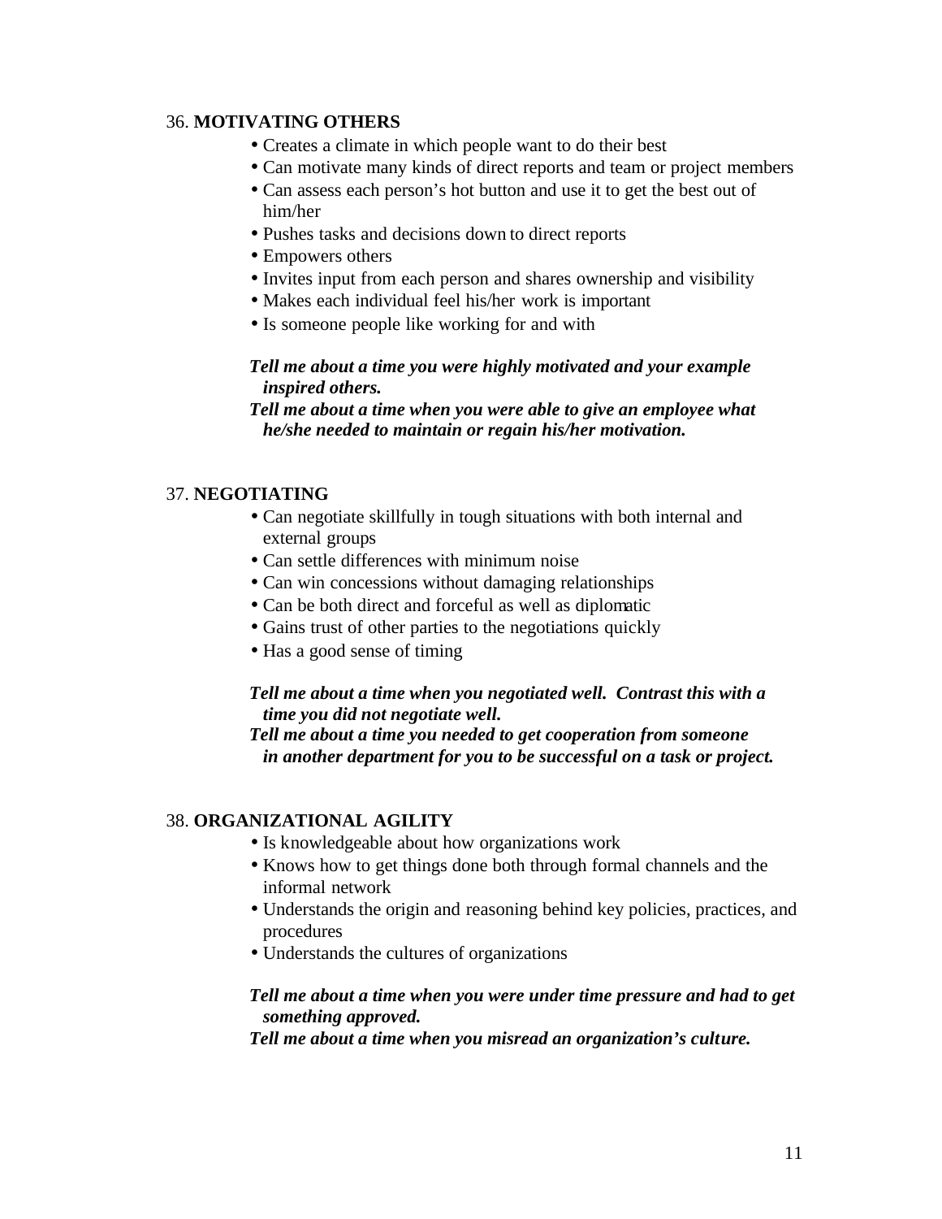36. **MOTIVATING OTHERS**

- Creates a climate in which people want to do their best
- Can motivate many kinds of direct reports and team or project members
- Can assess each person's hot button and use it to get the best out of him/her
- Pushes tasks and decisions down to direct reports
- Empowers others
- Invites input from each person and shares ownership and visibility
- Makes each individual feel his/her work is important
- Is someone people like working for and with

***Tell me about a time you were highly motivated and your example inspired others.***
***Tell me about a time when you were able to give an employee what he/she needed to maintain or regain his/her motivation.***

37. **NEGOTIATING**

- Can negotiate skillfully in tough situations with both internal and external groups
- Can settle differences with minimum noise
- Can win concessions without damaging relationships
- Can be both direct and forceful as well as diplomatic
- Gains trust of other parties to the negotiations quickly
- Has a good sense of timing

***Tell me about a time when you negotiated well. Contrast this with a time you did not negotiate well.***
***Tell me about a time you needed to get cooperation from someone in another department for you to be successful on a task or project.***

38. **ORGANIZATIONAL AGILITY**

- Is knowledgeable about how organizations work
- Knows how to get things done both through formal channels and the informal network
- Understands the origin and reasoning behind key policies, practices, and procedures
- Understands the cultures of organizations

***Tell me about a time when you were under time pressure and had to get something approved.***
***Tell me about a time when you misread an organization's culture.***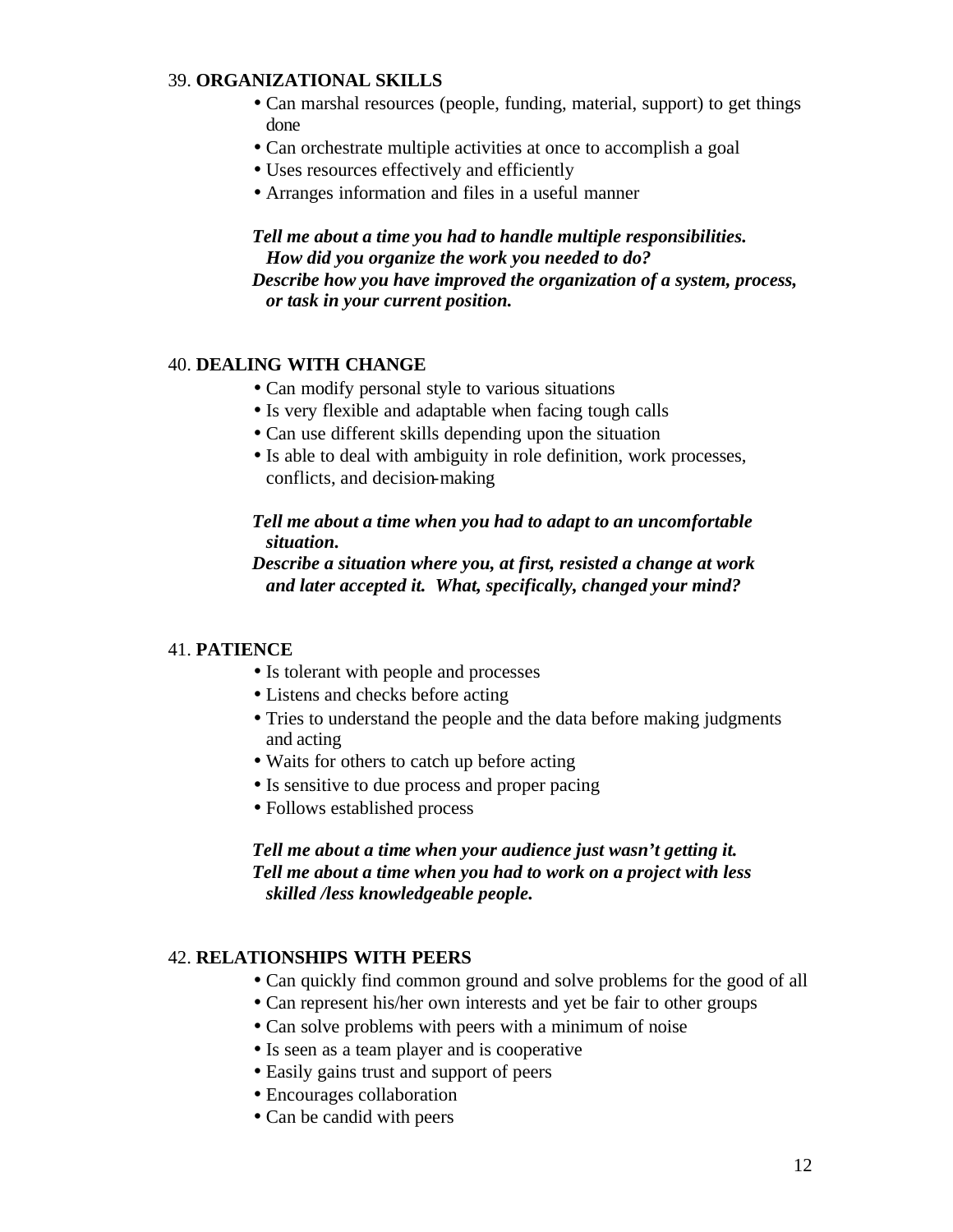39. **ORGANIZATIONAL SKILLS**

- Can marshal resources (people, funding, material, support) to get things done
- Can orchestrate multiple activities at once to accomplish a goal
- Uses resources effectively and efficiently
- Arranges information and files in a useful manner

***Tell me about a time you had to handle multiple responsibilities. How did you organize the work you needed to do?***
***Describe how you have improved the organization of a system, process, or task in your current position.***

40. **DEALING WITH CHANGE**

- Can modify personal style to various situations
- Is very flexible and adaptable when facing tough calls
- Can use different skills depending upon the situation
- Is able to deal with ambiguity in role definition, work processes, conflicts, and decision-making

***Tell me about a time when you had to adapt to an uncomfortable situation.***
***Describe a situation where you, at first, resisted a change at work and later accepted it. What, specifically, changed your mind?***

41. **PATIENCE**

- Is tolerant with people and processes
- Listens and checks before acting
- Tries to understand the people and the data before making judgments and acting
- Waits for others to catch up before acting
- Is sensitive to due process and proper pacing
- Follows established process

***Tell me about a time when your audience just wasn't getting it.***
***Tell me about a time when you had to work on a project with less skilled /less knowledgeable people.***

42. **RELATIONSHIPS WITH PEERS**

- Can quickly find common ground and solve problems for the good of all
- Can represent his/her own interests and yet be fair to other groups
- Can solve problems with peers with a minimum of noise
- Is seen as a team player and is cooperative
- Easily gains trust and support of peers
- Encourages collaboration
- Can be candid with peers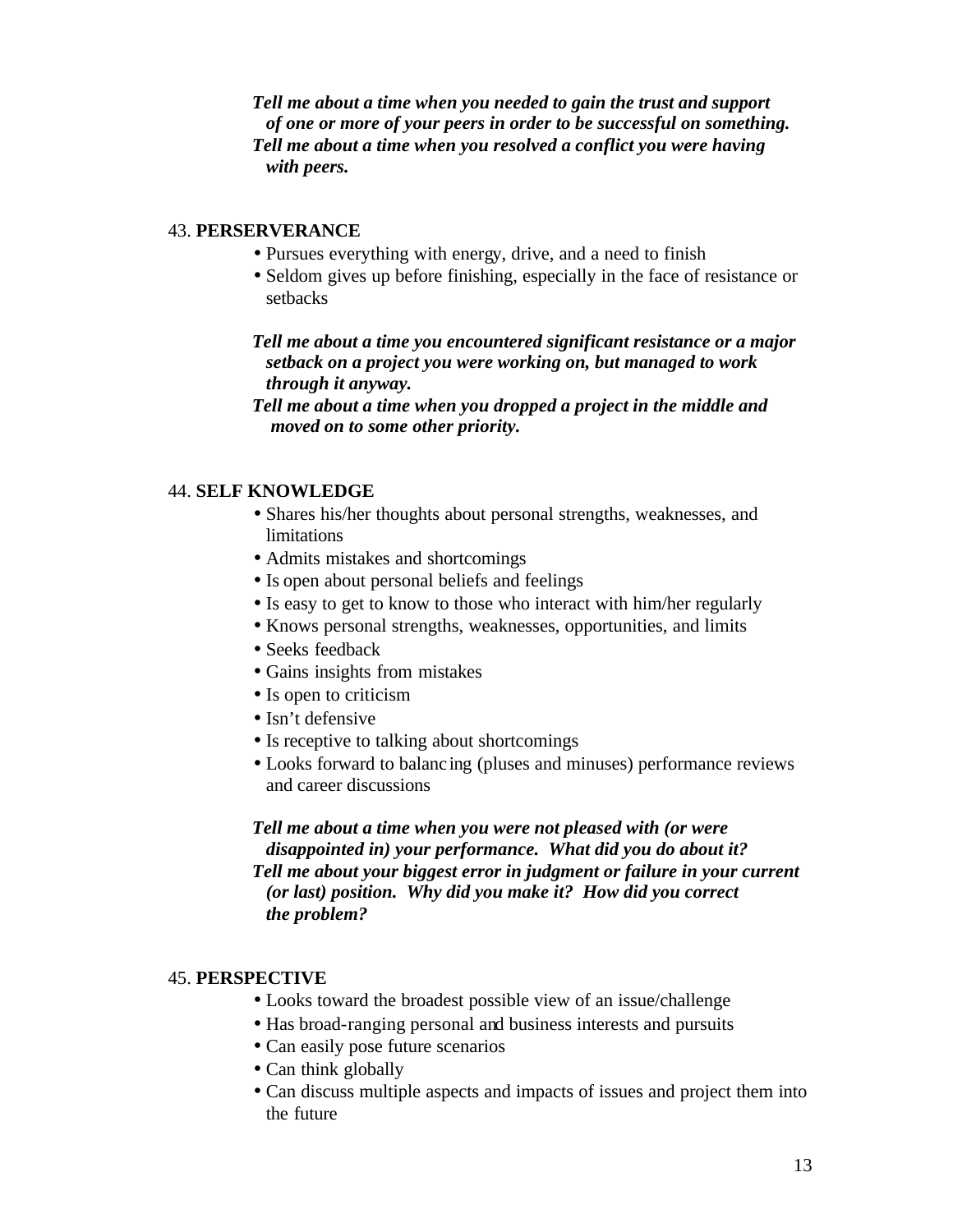***Tell me about a time when you needed to gain the trust and support of one or more of your peers in order to be successful on something.***

***Tell me about a time when you resolved a conflict you were having with peers.***

43. **PERSERVERANCE**

- Pursues everything with energy, drive, and a need to finish
- Seldom gives up before finishing, especially in the face of resistance or setbacks

***Tell me about a time you encountered significant resistance or a major setback on a project you were working on, but managed to work through it anyway.***

***Tell me about a time when you dropped a project in the middle and moved on to some other priority.***

44. **SELF KNOWLEDGE**

- Shares his/her thoughts about personal strengths, weaknesses, and limitations
- Admits mistakes and shortcomings
- Is open about personal beliefs and feelings
- Is easy to get to know to those who interact with him/her regularly
- Knows personal strengths, weaknesses, opportunities, and limits
- Seeks feedback
- Gains insights from mistakes
- Is open to criticism
- Isn't defensive
- Is receptive to talking about shortcomings
- Looks forward to balancing (pluses and minuses) performance reviews and career discussions

***Tell me about a time when you were not pleased with (or were disappointed in) your performance. What did you do about it?***

***Tell me about your biggest error in judgment or failure in your current (or last) position. Why did you make it? How did you correct the problem?***

45. **PERSPECTIVE**

- Looks toward the broadest possible view of an issue/challenge
- Has broad-ranging personal and business interests and pursuits
- Can easily pose future scenarios
- Can think globally
- Can discuss multiple aspects and impacts of issues and project them into the future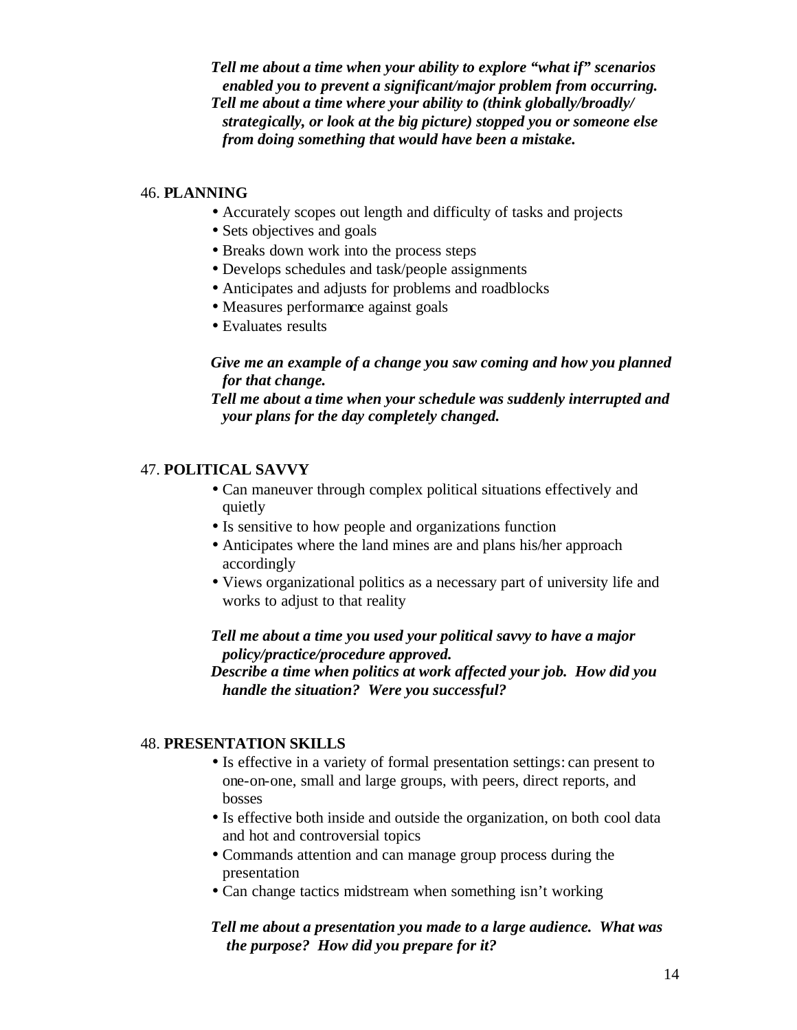*Tell me about a time when your ability to explore "what if" scenarios enabled you to prevent a significant/major problem from occurring.*
*Tell me about a time where your ability to (think globally/broadly/strategically, or look at the big picture) stopped you or someone else from doing something that would have been a mistake.*

46. **PLANNING**

- Accurately scopes out length and difficulty of tasks and projects
- Sets objectives and goals
- Breaks down work into the process steps
- Develops schedules and task/people assignments
- Anticipates and adjusts for problems and roadblocks
- Measures performance against goals
- Evaluates results

*Give me an example of a change you saw coming and how you planned for that change.*
*Tell me about a time when your schedule was suddenly interrupted and your plans for the day completely changed.*

47. **POLITICAL SAVVY**

- Can maneuver through complex political situations effectively and quietly
- Is sensitive to how people and organizations function
- Anticipates where the land mines are and plans his/her approach accordingly
- Views organizational politics as a necessary part of university life and works to adjust to that reality

*Tell me about a time you used your political savvy to have a major policy/practice/procedure approved.*
*Describe a time when politics at work affected your job. How did you handle the situation? Were you successful?*

48. **PRESENTATION SKILLS**

- Is effective in a variety of formal presentation settings: can present to one-on-one, small and large groups, with peers, direct reports, and bosses
- Is effective both inside and outside the organization, on both cool data and hot and controversial topics
- Commands attention and can manage group process during the presentation
- Can change tactics midstream when something isn't working

*Tell me about a presentation you made to a large audience. What was the purpose? How did you prepare for it?*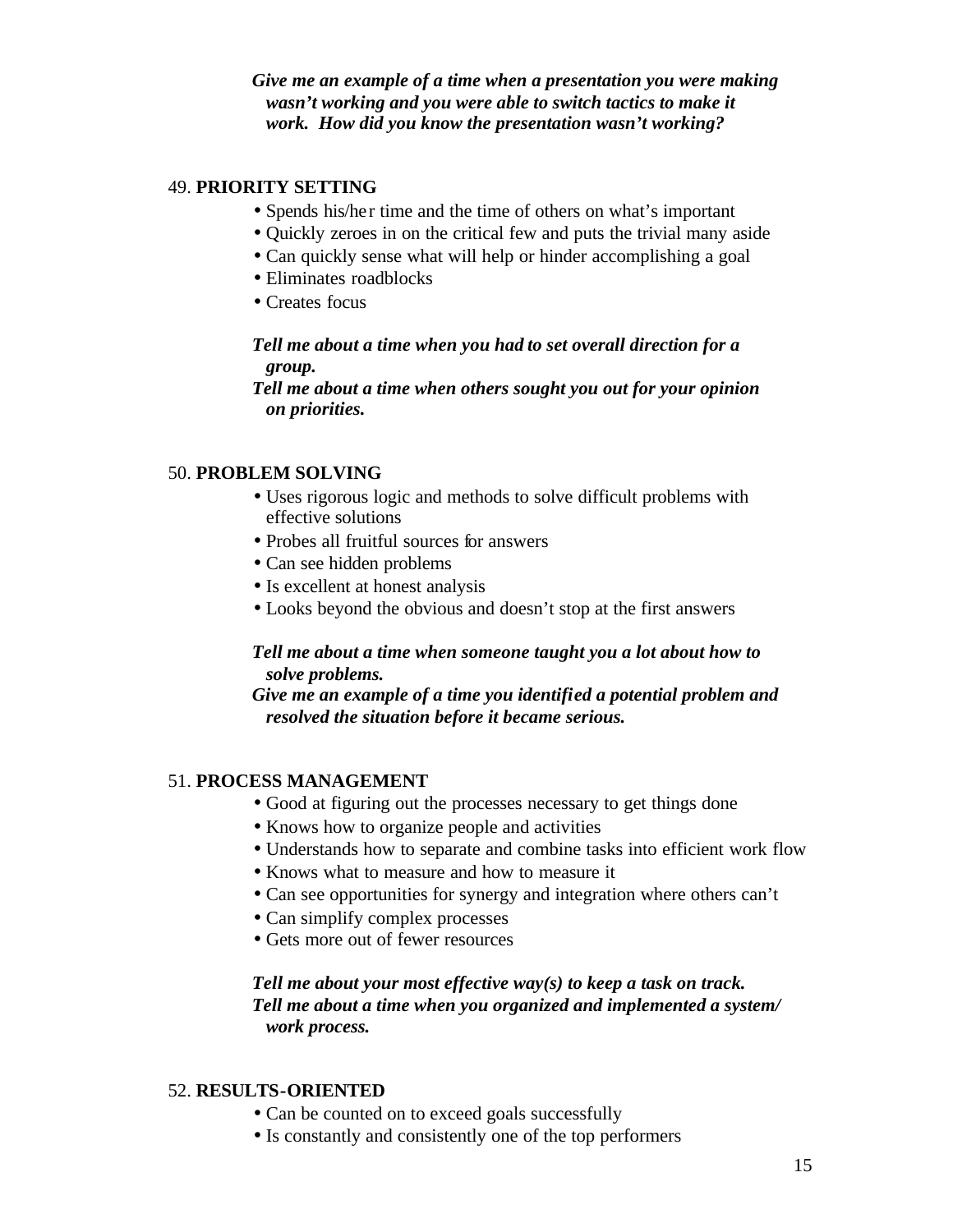***Give me an example of a time when a presentation you were making wasn't working and you were able to switch tactics to make it work. How did you know the presentation wasn't working?***

### 49. **PRIORITY SETTING**

- Spends his/her time and the time of others on what's important
- Quickly zeroes in on the critical few and puts the trivial many aside
- Can quickly sense what will help or hinder accomplishing a goal
- Eliminates roadblocks
- Creates focus

***Tell me about a time when you had to set overall direction for a group.***
***Tell me about a time when others sought you out for your opinion on priorities.***

### 50. **PROBLEM SOLVING**

- Uses rigorous logic and methods to solve difficult problems with effective solutions
- Probes all fruitful sources for answers
- Can see hidden problems
- Is excellent at honest analysis
- Looks beyond the obvious and doesn't stop at the first answers

***Tell me about a time when someone taught you a lot about how to solve problems.***
***Give me an example of a time you identified a potential problem and resolved the situation before it became serious.***

### 51. **PROCESS MANAGEMENT**

- Good at figuring out the processes necessary to get things done
- Knows how to organize people and activities
- Understands how to separate and combine tasks into efficient work flow
- Knows what to measure and how to measure it
- Can see opportunities for synergy and integration where others can't
- Can simplify complex processes
- Gets more out of fewer resources

***Tell me about your most effective way(s) to keep a task on track.***
***Tell me about a time when you organized and implemented a system/ work process.***

### 52. **RESULTS-ORIENTED**

- Can be counted on to exceed goals successfully
- Is constantly and consistently one of the top performers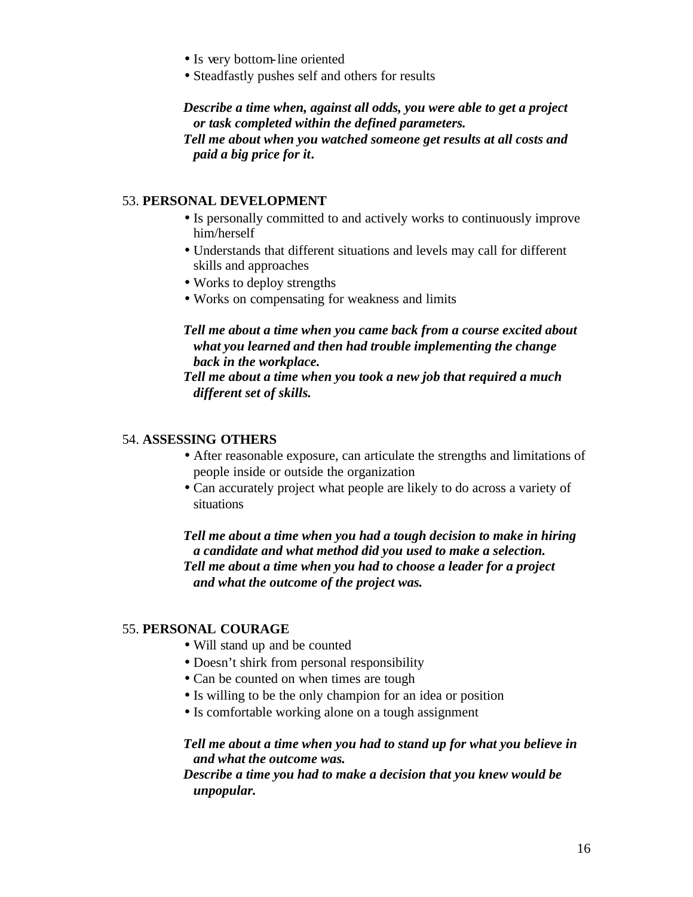- Is very bottom-line oriented
- Steadfastly pushes self and others for results

***Describe a time when, against all odds, you were able to get a project or task completed within the defined parameters.***
***Tell me about when you watched someone get results at all costs and paid a big price for it.***

53. **PERSONAL DEVELOPMENT**

- Is personally committed to and actively works to continuously improve him/herself
- Understands that different situations and levels may call for different skills and approaches
- Works to deploy strengths
- Works on compensating for weakness and limits

***Tell me about a time when you came back from a course excited about what you learned and then had trouble implementing the change back in the workplace.***
***Tell me about a time when you took a new job that required a much different set of skills.***

54. **ASSESSING OTHERS**

- After reasonable exposure, can articulate the strengths and limitations of people inside or outside the organization
- Can accurately project what people are likely to do across a variety of situations

***Tell me about a time when you had a tough decision to make in hiring a candidate and what method did you used to make a selection.***
***Tell me about a time when you had to choose a leader for a project and what the outcome of the project was.***

55. **PERSONAL COURAGE**

- Will stand up and be counted
- Doesn't shirk from personal responsibility
- Can be counted on when times are tough
- Is willing to be the only champion for an idea or position
- Is comfortable working alone on a tough assignment

***Tell me about a time when you had to stand up for what you believe in and what the outcome was.***
***Describe a time you had to make a decision that you knew would be unpopular.***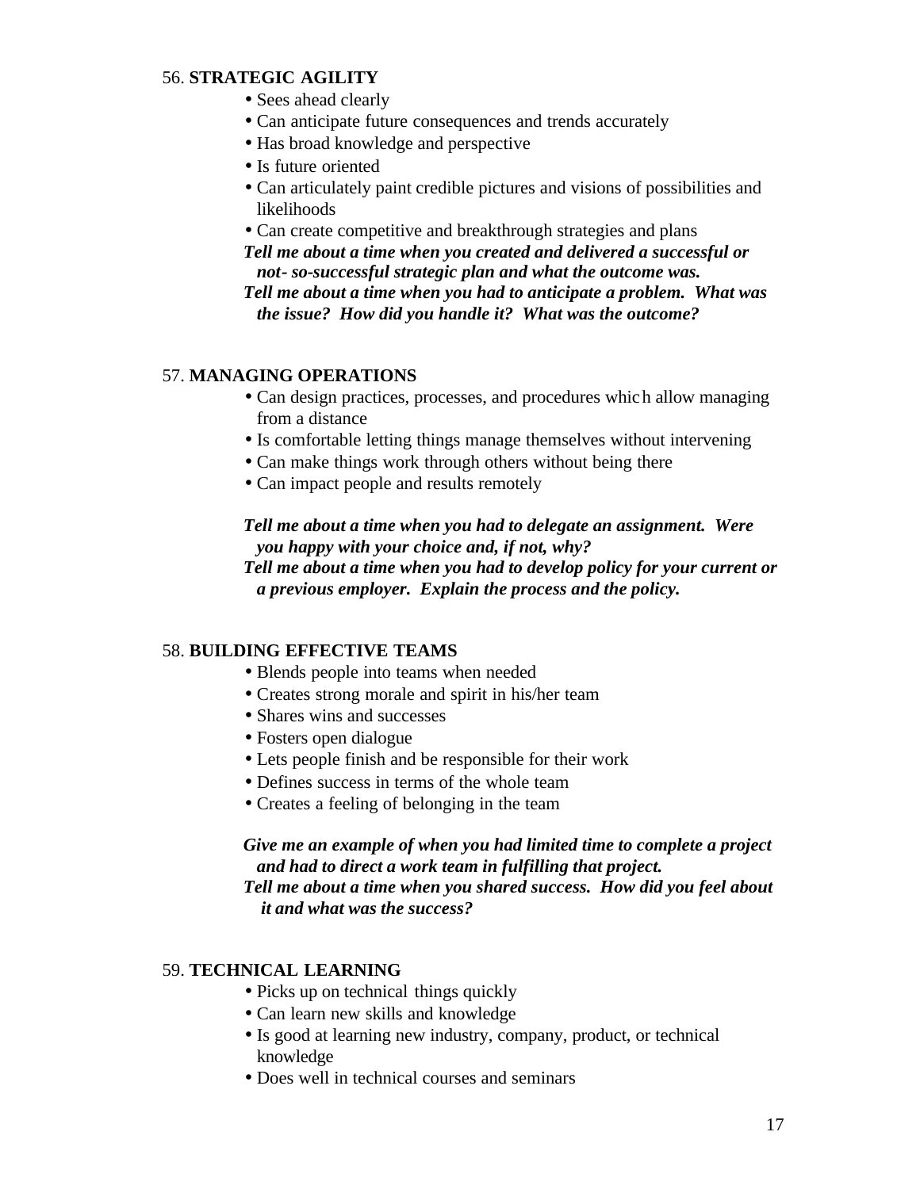56. **STRATEGIC AGILITY**

- Sees ahead clearly
- Can anticipate future consequences and trends accurately
- Has broad knowledge and perspective
- Is future oriented
- Can articulately paint credible pictures and visions of possibilities and likelihoods
- Can create competitive and breakthrough strategies and plans

***Tell me about a time when you created and delivered a successful or not- so-successful strategic plan and what the outcome was.***

***Tell me about a time when you had to anticipate a problem. What was the issue? How did you handle it? What was the outcome?***

57. **MANAGING OPERATIONS**

- Can design practices, processes, and procedures which allow managing from a distance
- Is comfortable letting things manage themselves without intervening
- Can make things work through others without being there
- Can impact people and results remotely

***Tell me about a time when you had to delegate an assignment. Were you happy with your choice and, if not, why?***

***Tell me about a time when you had to develop policy for your current or a previous employer. Explain the process and the policy.***

58. **BUILDING EFFECTIVE TEAMS**

- Blends people into teams when needed
- Creates strong morale and spirit in his/her team
- Shares wins and successes
- Fosters open dialogue
- Lets people finish and be responsible for their work
- Defines success in terms of the whole team
- Creates a feeling of belonging in the team

***Give me an example of when you had limited time to complete a project and had to direct a work team in fulfilling that project.***

***Tell me about a time when you shared success. How did you feel about it and what was the success?***

59. **TECHNICAL LEARNING**

- Picks up on technical things quickly
- Can learn new skills and knowledge
- Is good at learning new industry, company, product, or technical knowledge
- Does well in technical courses and seminars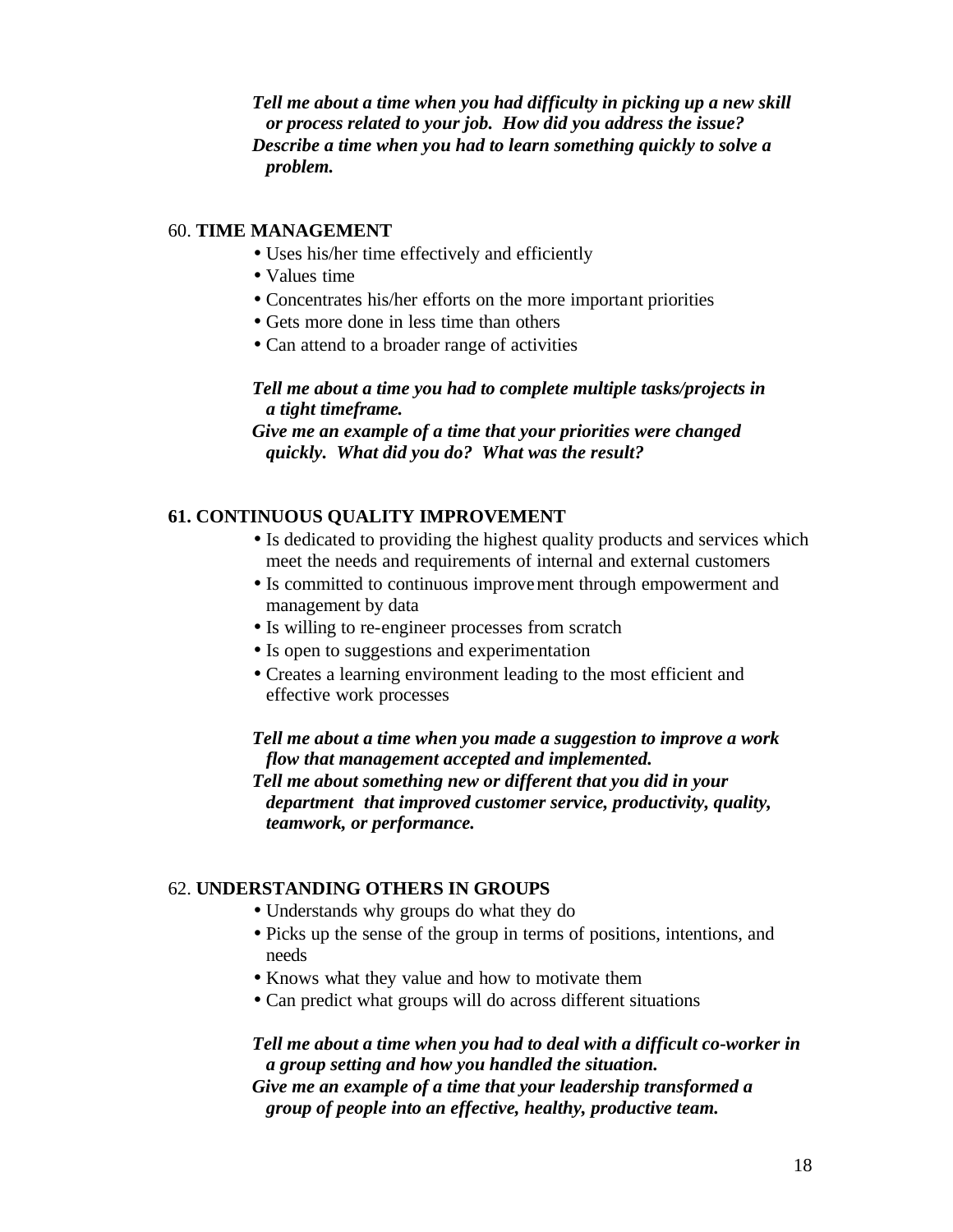***Tell me about a time when you had difficulty in picking up a new skill or process related to your job. How did you address the issue?***
***Describe a time when you had to learn something quickly to solve a problem.***

60. **TIME MANAGEMENT**

- Uses his/her time effectively and efficiently
- Values time
- Concentrates his/her efforts on the more important priorities
- Gets more done in less time than others
- Can attend to a broader range of activities

***Tell me about a time you had to complete multiple tasks/projects in a tight timeframe.***
***Give me an example of a time that your priorities were changed quickly. What did you do? What was the result?***

**61. CONTINUOUS QUALITY IMPROVEMENT**

- Is dedicated to providing the highest quality products and services which meet the needs and requirements of internal and external customers
- Is committed to continuous improvement through empowerment and management by data
- Is willing to re-engineer processes from scratch
- Is open to suggestions and experimentation
- Creates a learning environment leading to the most efficient and effective work processes

***Tell me about a time when you made a suggestion to improve a work flow that management accepted and implemented.***
***Tell me about something new or different that you did in your department that improved customer service, productivity, quality, teamwork, or performance.***

62. **UNDERSTANDING OTHERS IN GROUPS**

- Understands why groups do what they do
- Picks up the sense of the group in terms of positions, intentions, and needs
- Knows what they value and how to motivate them
- Can predict what groups will do across different situations

***Tell me about a time when you had to deal with a difficult co-worker in a group setting and how you handled the situation.***
***Give me an example of a time that your leadership transformed a group of people into an effective, healthy, productive team.***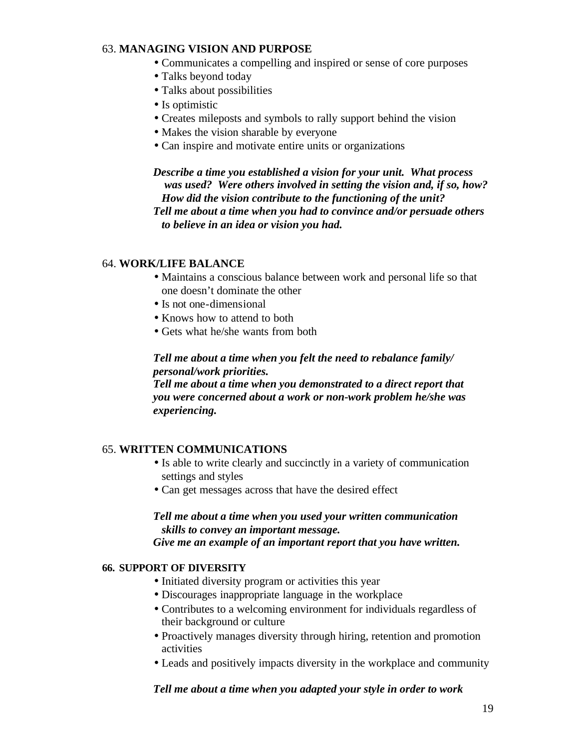63. **MANAGING VISION AND PURPOSE**

- Communicates a compelling and inspired or sense of core purposes
- Talks beyond today
- Talks about possibilities
- Is optimistic
- Creates mileposts and symbols to rally support behind the vision
- Makes the vision sharable by everyone
- Can inspire and motivate entire units or organizations

***Describe a time you established a vision for your unit. What process was used? Were others involved in setting the vision and, if so, how? How did the vision contribute to the functioning of the unit?***
***Tell me about a time when you had to convince and/or persuade others to believe in an idea or vision you had.***

64. **WORK/LIFE BALANCE**

- Maintains a conscious balance between work and personal life so that one doesn't dominate the other
- Is not one-dimensional
- Knows how to attend to both
- Gets what he/she wants from both

***Tell me about a time when you felt the need to rebalance family/ personal/work priorities.***
***Tell me about a time when you demonstrated to a direct report that you were concerned about a work or non-work problem he/she was experiencing.***

65. **WRITTEN COMMUNICATIONS**

- Is able to write clearly and succinctly in a variety of communication settings and styles
- Can get messages across that have the desired effect

***Tell me about a time when you used your written communication skills to convey an important message.***
***Give me an example of an important report that you have written.***

**66. SUPPORT OF DIVERSITY**

- Initiated diversity program or activities this year
- Discourages inappropriate language in the workplace
- Contributes to a welcoming environment for individuals regardless of their background or culture
- Proactively manages diversity through hiring, retention and promotion activities
- Leads and positively impacts diversity in the workplace and community

***Tell me about a time when you adapted your style in order to work***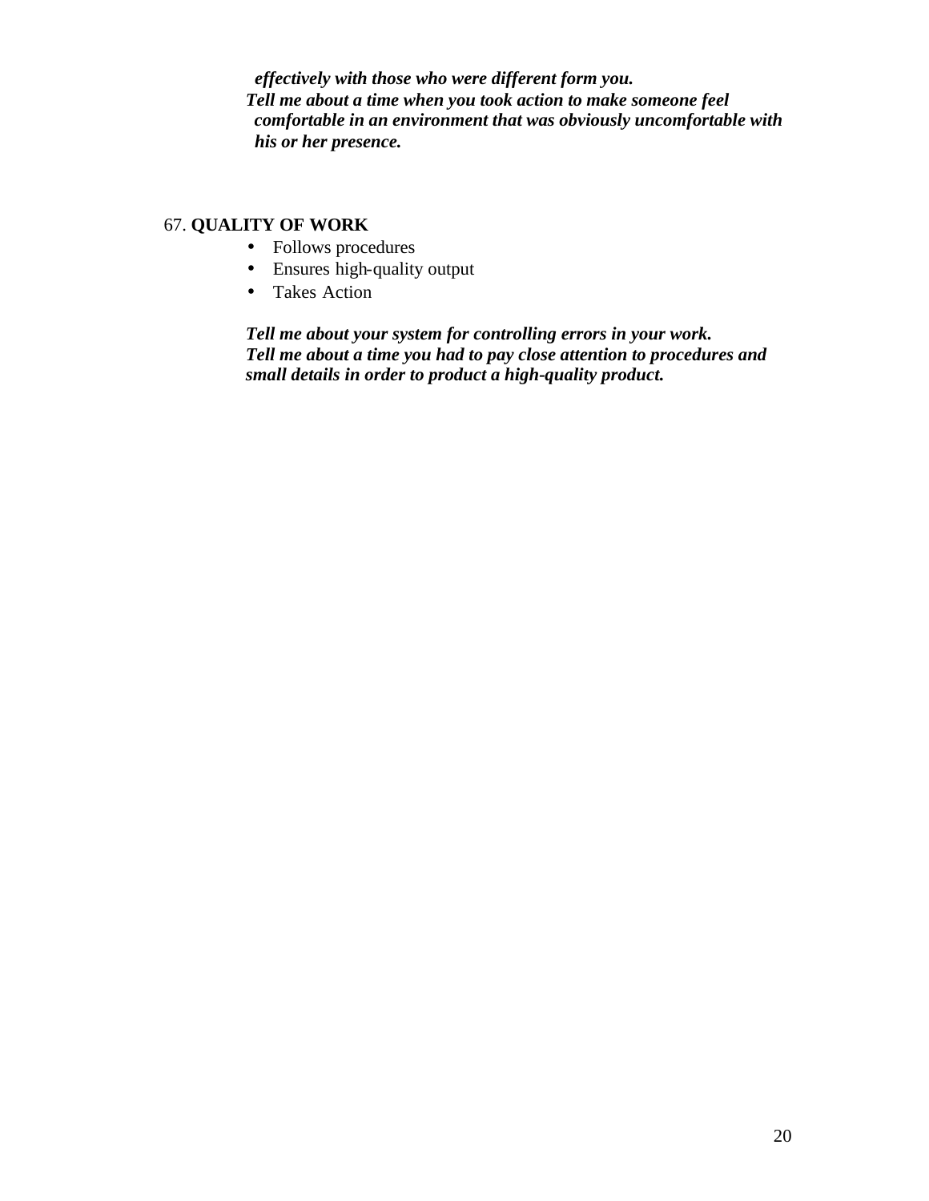*effectively with those who were different form you.*
*Tell me about a time when you took action to make someone feel comfortable in an environment that was obviously uncomfortable with his or her presence.*

67. **QUALITY OF WORK**

- Follows procedures
- Ensures high-quality output
- Takes Action

***Tell me about your system for controlling errors in your work.***
***Tell me about a time you had to pay close attention to procedures and small details in order to product a high-quality product.***